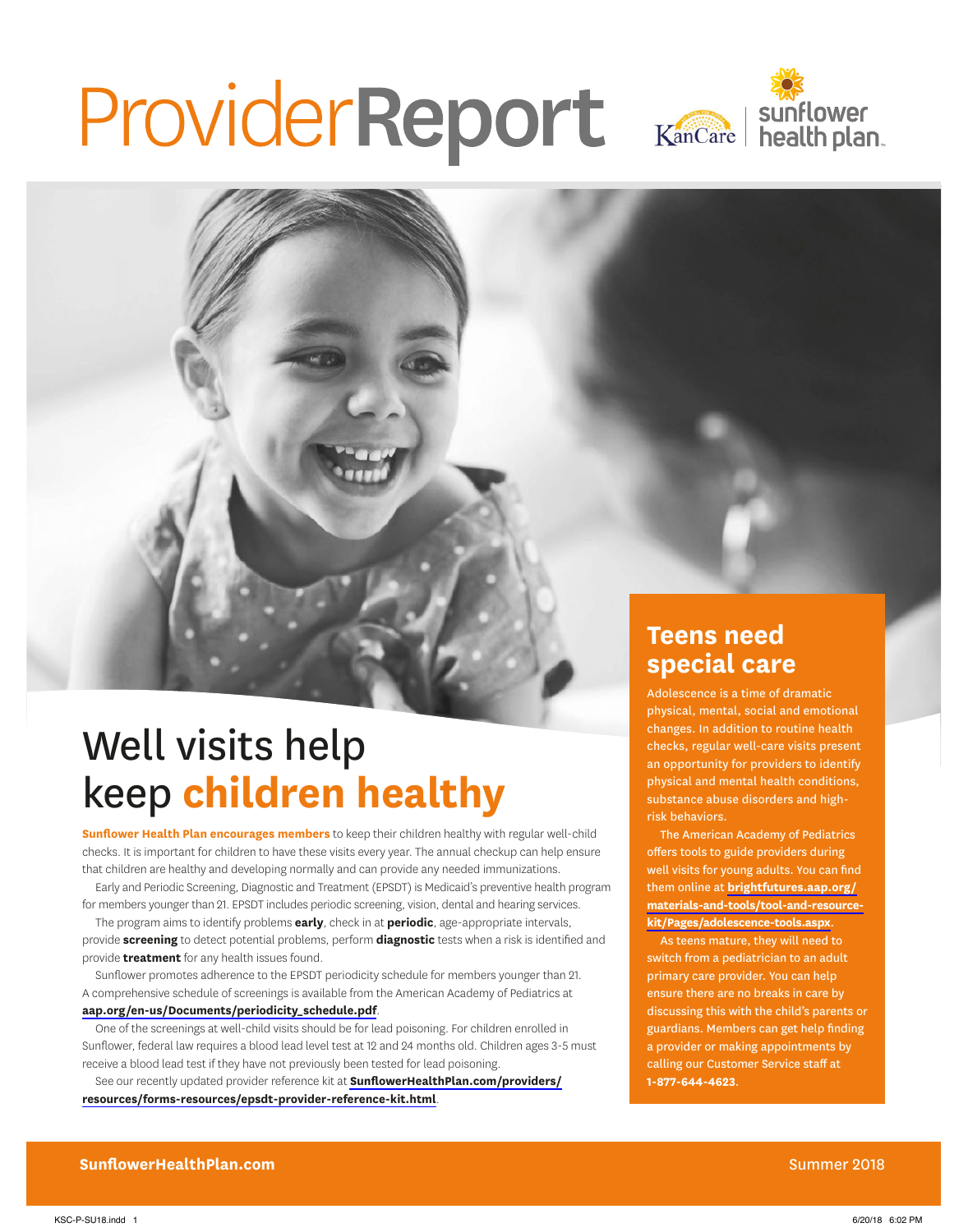# ProviderReport

KanCare | sunflower health plan

## Well visits help keep **children healthy**

**Sunflower Health Plan encourages members** to keep their children healthy with regular well-child checks. It is important for children to have these visits every year. The annual checkup can help ensure that children are healthy and developing normally and can provide any needed immunizations.

Early and Periodic Screening, Diagnostic and Treatment (EPSDT) is Medicaid's preventive health program for members younger than 21. EPSDT includes periodic screening, vision, dental and hearing services.

The program aims to identify problems **early**, check in at **periodic**, age-appropriate intervals, provide **screening** to detect potential problems, perform **diagnostic** tests when a risk is identified and provide **treatment** for any health issues found.

Sunflower promotes adherence to the EPSDT periodicity schedule for members younger than 21. A comprehensive schedule of screenings is available from the American Academy of Pediatrics at **aap.org/en-us/Documents/periodicity_schedule.pdf**.

One of the screenings at well-child visits should be for lead poisoning. For children enrolled in Sunflower, federal law requires a blood lead level test at 12 and 24 months old. Children ages 3-5 must receive a blood lead test if they have not previously been tested for lead poisoning.

See our recently updated provider reference kit at **SunflowerHealthPlan.com/providers/resources/forms-resources/epsdt-provider-reference-kit.html**.

## Teens need special care

Adolescence is a time of dramatic physical, mental, social and emotional changes. In addition to routine health checks, regular well-care visits present an opportunity for providers to identify physical and mental health conditions, substance abuse disorders and high-risk behaviors.

The American Academy of Pediatrics offers tools to guide providers during well visits for young adults. You can find them online at **brightfutures.aap.org/materials-and-tools/tool-and-resource-kit/Pages/adolescence-tools.aspx**.

As teens mature, they will need to switch from a pediatrician to an adult primary care provider. You can help ensure there are no breaks in care by discussing this with the child's parents or guardians. Members can get help finding a provider or making appointments by calling our Customer Service staff at **1-877-644-4623**.

**SunflowerHealthPlan.com** Summer 2018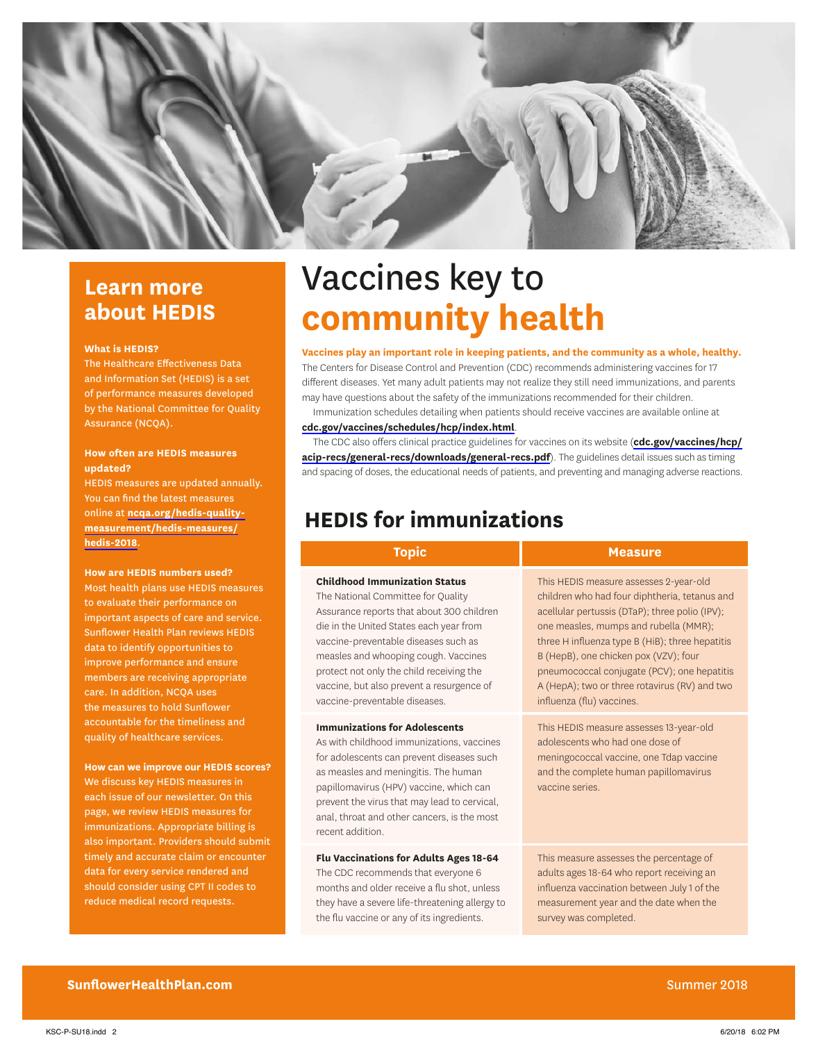# Vaccines key to community health

**Vaccines play an important role in keeping patients, and the community as a whole, healthy.** The Centers for Disease Control and Prevention (CDC) recommends administering vaccines for 17 different diseases. Yet many adult patients may not realize they still need immunizations, and parents may have questions about the safety of the immunizations recommended for their children.

Immunization schedules detailing when patients should receive vaccines are available online at **cdc.gov/vaccines/schedules/hcp/index.html**.

The CDC also offers clinical practice guidelines for vaccines on its website (**cdc.gov/vaccines/hcp/acip-recs/general-recs/downloads/general-recs.pdf**). The guidelines detail issues such as timing and spacing of doses, the educational needs of patients, and preventing and managing adverse reactions.

## HEDIS for immunizations

| Topic | Measure |
|---|---|
| **Childhood Immunization Status** The National Committee for Quality Assurance reports that about 300 children die in the United States each year from vaccine-preventable diseases such as measles and whooping cough. Vaccines protect not only the child receiving the vaccine, but also prevent a resurgence of vaccine-preventable diseases. | This HEDIS measure assesses 2-year-old children who had four diphtheria, tetanus and acellular pertussis (DTaP); three polio (IPV); one measles, mumps and rubella (MMR); three H influenza type B (HiB); three hepatitis B (HepB), one chicken pox (VZV); four pneumococcal conjugate (PCV); one hepatitis A (HepA); two or three rotavirus (RV) and two influenza (flu) vaccines. |
| **Immunizations for Adolescents** As with childhood immunizations, vaccines for adolescents can prevent diseases such as measles and meningitis. The human papillomavirus (HPV) vaccine, which can prevent the virus that may lead to cervical, anal, throat and other cancers, is the most recent addition. | This HEDIS measure assesses 13-year-old adolescents who had one dose of meningococcal vaccine, one Tdap vaccine and the complete human papillomavirus vaccine series. |
| **Flu Vaccinations for Adults Ages 18-64** The CDC recommends that everyone 6 months and older receive a flu shot, unless they have a severe life-threatening allergy to the flu vaccine or any of its ingredients. | This measure assesses the percentage of adults ages 18-64 who report receiving an influenza vaccination between July 1 of the measurement year and the date when the survey was completed. |

## Learn more about HEDIS

**What is HEDIS?**
The Healthcare Effectiveness Data and Information Set (HEDIS) is a set of performance measures developed by the National Committee for Quality Assurance (NCQA).

**How often are HEDIS measures updated?**
HEDIS measures are updated annually. You can find the latest measures online at **ncqa.org/hedis-quality-measurement/hedis-measures/hedis-2018**.

**How are HEDIS numbers used?**
Most health plans use HEDIS measures to evaluate their performance on important aspects of care and service. Sunflower Health Plan reviews HEDIS data to identify opportunities to improve performance and ensure members are receiving appropriate care. In addition, NCQA uses the measures to hold Sunflower accountable for the timeliness and quality of healthcare services.

**How can we improve our HEDIS scores?**
We discuss key HEDIS measures in each issue of our newsletter. On this page, we review HEDIS measures for immunizations. Appropriate billing is also important. Providers should submit timely and accurate claim or encounter data for every service rendered and should consider using CPT II codes to reduce medical record requests.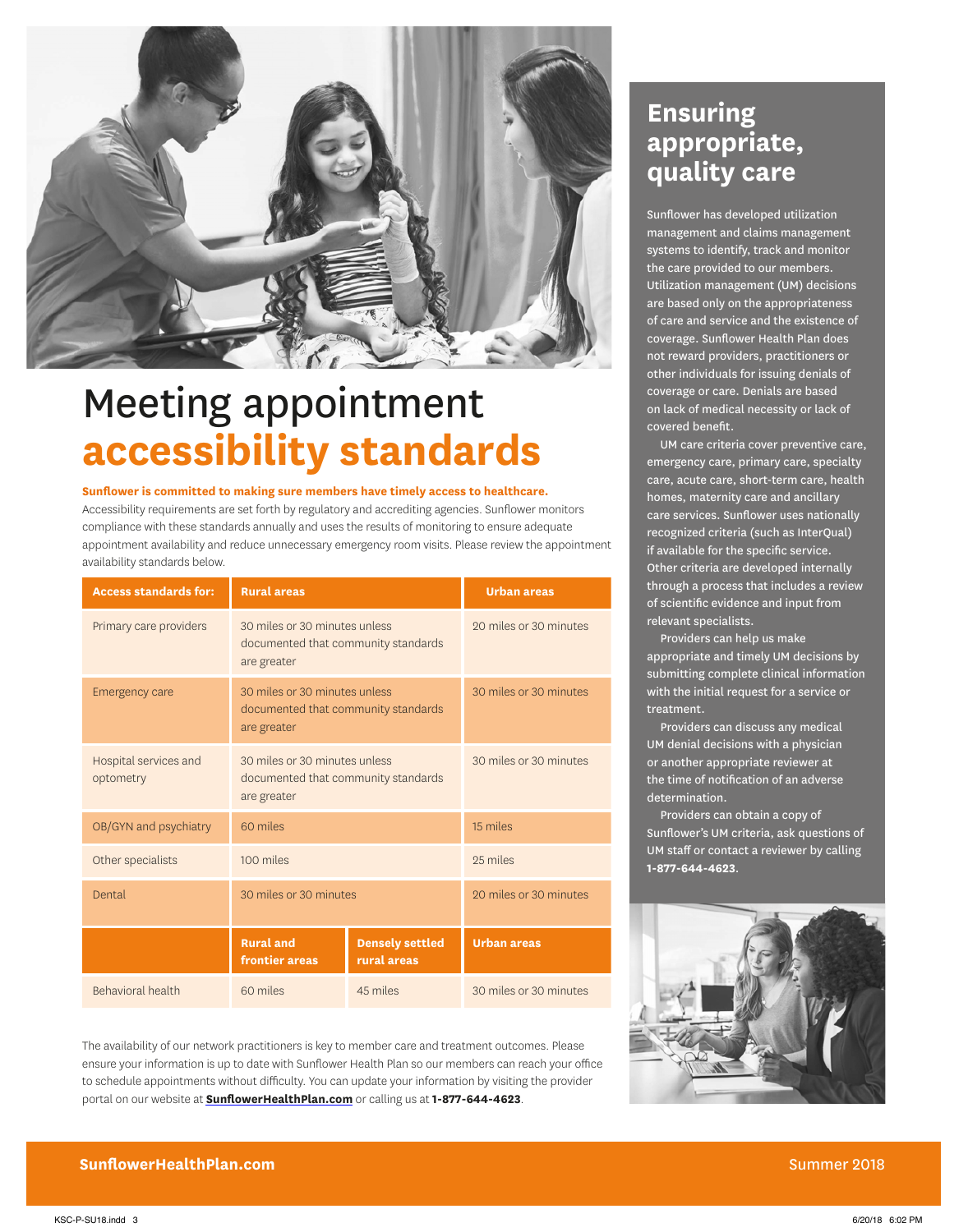# Meeting appointment **accessibility standards**

**Sunflower is committed to making sure members have timely access to healthcare.** Accessibility requirements are set forth by regulatory and accrediting agencies. Sunflower monitors compliance with these standards annually and uses the results of monitoring to ensure adequate appointment availability and reduce unnecessary emergency room visits. Please review the appointment availability standards below.

| Access standards for: | Rural areas | | Urban areas |
|---|---|---|---|
| Primary care providers | 30 miles or 30 minutes unless documented that community standards are greater | | 20 miles or 30 minutes |
| Emergency care | 30 miles or 30 minutes unless documented that community standards are greater | | 30 miles or 30 minutes |
| Hospital services and optometry | 30 miles or 30 minutes unless documented that community standards are greater | | 30 miles or 30 minutes |
| OB/GYN and psychiatry | 60 miles | | 15 miles |
| Other specialists | 100 miles | | 25 miles |
| Dental | 30 miles or 30 minutes | | 20 miles or 30 minutes |
| | **Rural and frontier areas** | **Densely settled rural areas** | **Urban areas** |
| Behavioral health | 60 miles | 45 miles | 30 miles or 30 minutes |

The availability of our network practitioners is key to member care and treatment outcomes. Please ensure your information is up to date with Sunflower Health Plan so our members can reach your office to schedule appointments without difficulty. You can update your information by visiting the provider portal on our website at **SunflowerHealthPlan.com** or calling us at **1-877-644-4623**.

## Ensuring appropriate, quality care

Sunflower has developed utilization management and claims management systems to identify, track and monitor the care provided to our members. Utilization management (UM) decisions are based only on the appropriateness of care and service and the existence of coverage. Sunflower Health Plan does not reward providers, practitioners or other individuals for issuing denials of coverage or care. Denials are based on lack of medical necessity or lack of covered benefit.

UM care criteria cover preventive care, emergency care, primary care, specialty care, acute care, short-term care, health homes, maternity care and ancillary care services. Sunflower uses nationally recognized criteria (such as InterQual) if available for the specific service. Other criteria are developed internally through a process that includes a review of scientific evidence and input from relevant specialists.

Providers can help us make appropriate and timely UM decisions by submitting complete clinical information with the initial request for a service or treatment.

Providers can discuss any medical UM denial decisions with a physician or another appropriate reviewer at the time of notification of an adverse determination.

Providers can obtain a copy of Sunflower's UM criteria, ask questions of UM staff or contact a reviewer by calling **1-877-644-4623**.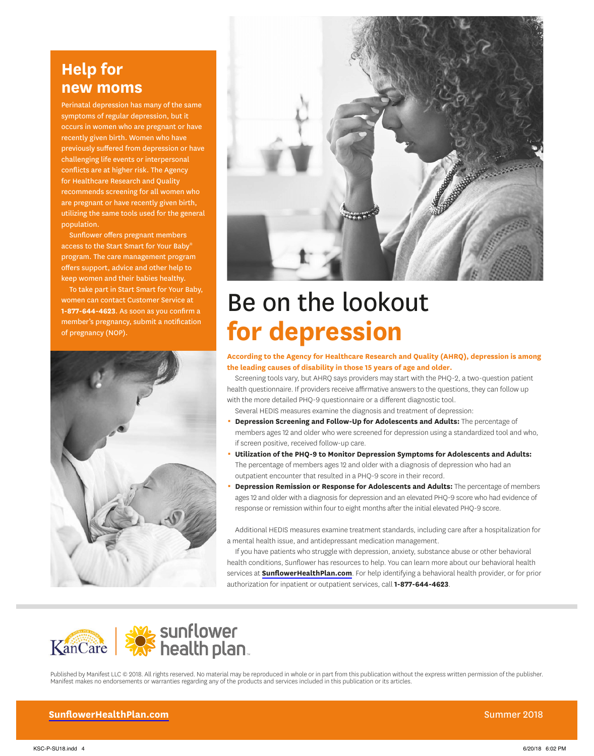## Help for new moms

Perinatal depression has many of the same symptoms of regular depression, but it occurs in women who are pregnant or have recently given birth. Women who have previously suffered from depression or have challenging life events or interpersonal conflicts are at higher risk. The Agency for Healthcare Research and Quality recommends screening for all women who are pregnant or have recently given birth, utilizing the same tools used for the general population.

Sunflower offers pregnant members access to the Start Smart for Your Baby® program. The care management program offers support, advice and other help to keep women and their babies healthy.

To take part in Start Smart for Your Baby, women can contact Customer Service at **1-877-644-4623**. As soon as you confirm a member's pregnancy, submit a notification of pregnancy (NOP).

# Be on the lookout **for depression**

**According to the Agency for Healthcare Research and Quality (AHRQ), depression is among the leading causes of disability in those 15 years of age and older.**

Screening tools vary, but AHRQ says providers may start with the PHQ-2, a two-question patient health questionnaire. If providers receive affirmative answers to the questions, they can follow up with the more detailed PHQ-9 questionnaire or a different diagnostic tool.

Several HEDIS measures examine the diagnosis and treatment of depression:

- **Depression Screening and Follow-Up for Adolescents and Adults:** The percentage of members ages 12 and older who were screened for depression using a standardized tool and who, if screen positive, received follow-up care.
- **Utilization of the PHQ-9 to Monitor Depression Symptoms for Adolescents and Adults:** The percentage of members ages 12 and older with a diagnosis of depression who had an outpatient encounter that resulted in a PHQ-9 score in their record.
- **Depression Remission or Response for Adolescents and Adults:** The percentage of members ages 12 and older with a diagnosis for depression and an elevated PHQ-9 score who had evidence of response or remission within four to eight months after the initial elevated PHQ-9 score.

Additional HEDIS measures examine treatment standards, including care after a hospitalization for a mental health issue, and antidepressant medication management.

If you have patients who struggle with depression, anxiety, substance abuse or other behavioral health conditions, Sunflower has resources to help. You can learn more about our behavioral health services at **SunflowerHealthPlan.com**. For help identifying a behavioral health provider, or for prior authorization for inpatient or outpatient services, call **1-877-644-4623**.

KanCare | sunflower health plan

Published by Manifest LLC © 2018. All rights reserved. No material may be reproduced in whole or in part from this publication without the express written permission of the publisher. Manifest makes no endorsements or warranties regarding any of the products and services included in this publication or its articles.

**SunflowerHealthPlan.com** Summer 2018